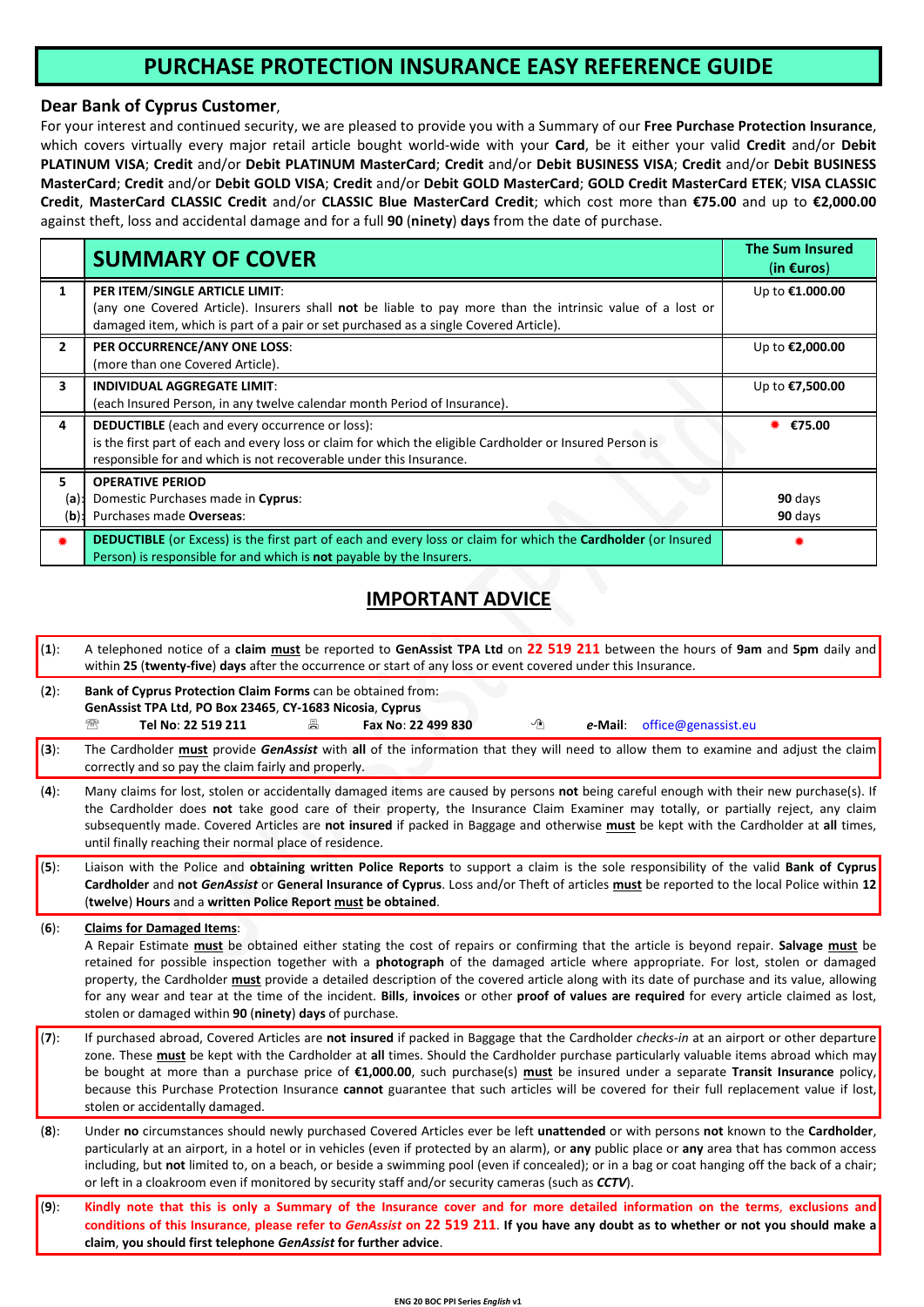# PURCHASE PROTECTION INSURANCE EASY REFERENCE GUIDE

**Dear Bank of Cyprus Customer**,

For your interest and continued security, we are pleased to provide you with a Summary of our **Free Purchase Protection Insurance**, which covers virtually every major retail article bought world-wide with your **Card**, be it either your valid **Credit** and/or **Debit PLATINUM VISA**; **Credit** and/or **Debit PLATINUM MasterCard**; **Credit** and/or **Debit BUSINESS VISA**; **Credit** and/or **Debit BUSINESS MasterCard**; **Credit** and/or **Debit GOLD VISA**; **Credit** and/or **Debit GOLD MasterCard**; **GOLD Credit MasterCard ETEK**; **VISA CLASSIC Credit**, **MasterCard CLASSIC Credit** and/or **CLASSIC Blue MasterCard Credit**; which cost more than **€75.00** and up to **€2,000.00** against theft, loss and accidental damage and for a full **90** (**ninety**) **days** from the date of purchase.

| | **SUMMARY OF COVER** | **The Sum Insured (in €uros)** |
|---|---|---|
| **1** | **PER ITEM/SINGLE ARTICLE LIMIT**: (any one Covered Article). Insurers shall **not** be liable to pay more than the intrinsic value of a lost or damaged item, which is part of a pair or set purchased as a single Covered Article). | Up to **€1.000.00** |
| **2** | **PER OCCURRENCE/ANY ONE LOSS**: (more than one Covered Article). | Up to **€2,000.00** |
| **3** | **INDIVIDUAL AGGREGATE LIMIT**: (each Insured Person, in any twelve calendar month Period of Insurance). | Up to **€7,500.00** |
| **4** | **DEDUCTIBLE** (each and every occurrence or loss): is the first part of each and every loss or claim for which the eligible Cardholder or Insured Person is responsible for and which is not recoverable under this Insurance. | * **€75.00** |
| **5** | **OPERATIVE PERIOD** | |
| **(a)** | Domestic Purchases made in **Cyprus**: | **90** days |
| **(b)** | Purchases made **Overseas**: | **90** days |
| * | **DEDUCTIBLE** (or Excess) is the first part of each and every loss or claim for which the **Cardholder** (or Insured Person) is responsible for and which is **not** payable by the Insurers. | * |

## IMPORTANT ADVICE

(**1**): A telephoned notice of a **claim** **must** be reported to **GenAssist TPA Ltd** on **22 519 211** between the hours of **9am** and **5pm** daily and within **25** (**twenty-five**) **days** after the occurrence or start of any loss or event covered under this Insurance.

(**2**): **Bank of Cyprus Protection Claim Forms** can be obtained from:
**GenAssist TPA Ltd, PO Box 23465, CY-1683 Nicosia, Cyprus**
**Tel No**: **22 519 211** **Fax No**: **22 499 830** ***e*-Mail**: office@genassist.eu

(**3**): The Cardholder **must** provide ***GenAssist*** with **all** of the information that they will need to allow them to examine and adjust the claim correctly and so pay the claim fairly and properly.

(**4**): Many claims for lost, stolen or accidentally damaged items are caused by persons **not** being careful enough with their new purchase(s). If the Cardholder does **not** take good care of their property, the Insurance Claim Examiner may totally, or partially reject, any claim subsequently made. Covered Articles are **not insured** if packed in Baggage and otherwise **must** be kept with the Cardholder at **all** times, until finally reaching their normal place of residence.

(**5**): Liaison with the Police and **obtaining written Police Reports** to support a claim is the sole responsibility of the valid **Bank of Cyprus Cardholder** and **not** ***GenAssist*** or **General Insurance of Cyprus**. Loss and/or Theft of articles **must** be reported to the local Police within **12** (**twelve**) **Hours** and a **written Police Report** **must be obtained**.

(**6**): **Claims for Damaged Items**:
A Repair Estimate **must** be obtained either stating the cost of repairs or confirming that the article is beyond repair. **Salvage** **must** be retained for possible inspection together with a **photograph** of the damaged article where appropriate. For lost, stolen or damaged property, the Cardholder **must** provide a detailed description of the covered article along with its date of purchase and its value, allowing for any wear and tear at the time of the incident. **Bills**, **invoices** or other **proof of values are required** for every article claimed as lost, stolen or damaged within **90** (**ninety**) **days** of purchase.

(**7**): If purchased abroad, Covered Articles are **not insured** if packed in Baggage that the Cardholder *checks-in* at an airport or other departure zone. These **must** be kept with the Cardholder at **all** times. Should the Cardholder purchase particularly valuable items abroad which may be bought at more than a purchase price of **€1,000.00**, such purchase(s) **must** be insured under a separate **Transit Insurance** policy, because this Purchase Protection Insurance **cannot** guarantee that such articles will be covered for their full replacement value if lost, stolen or accidentally damaged.

(**8**): Under **no** circumstances should newly purchased Covered Articles ever be left **unattended** or with persons **not** known to the **Cardholder**, particularly at an airport, in a hotel or in vehicles (even if protected by an alarm), or **any** public place or **any** area that has common access including, but **not** limited to, on a beach, or beside a swimming pool (even if concealed); or in a bag or coat hanging off the back of a chair; or left in a cloakroom even if monitored by security staff and/or security cameras (such as ***CCTV***).

(**9**): **Kindly note that this is only a Summary of the Insurance cover and for more detailed information on the terms, exclusions and conditions of this Insurance, please refer to *GenAssist* on 22 519 211. If you have any doubt as to whether or not you should make a claim, you should first telephone *GenAssist* for further advice.**

ENG 20 BOC PPI Series *English* v1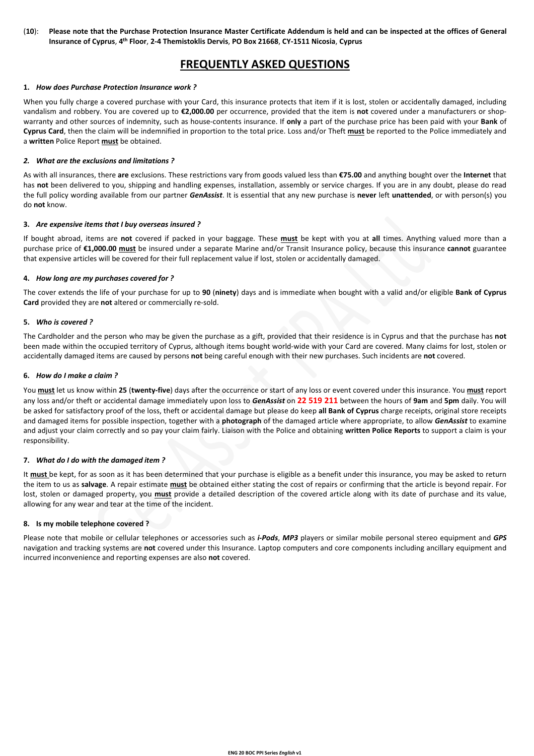(**10**): **Please note that the Purchase Protection Insurance Master Certificate Addendum is held and can be inspected at the offices of General Insurance of Cyprus**, **4th Floor**, **2-4 Themistoklis Dervis**, **PO Box 21668**, **CY-1511 Nicosia**, **Cyprus**

# FREQUENTLY ASKED QUESTIONS

**1.** ***How does Purchase Protection Insurance work ?***

When you fully charge a covered purchase with your Card, this insurance protects that item if it is lost, stolen or accidentally damaged, including vandalism and robbery. You are covered up to **€2,000.00** per occurrence, provided that the item is **not** covered under a manufacturers or shop-warranty and other sources of indemnity, such as house-contents insurance. If **only** a part of the purchase price has been paid with your **Bank** of **Cyprus Card**, then the claim will be indemnified in proportion to the total price. Loss and/or Theft **must** be reported to the Police immediately and a **written** Police Report **must** be obtained.

***2. What are the exclusions and limitations ?***

As with all insurances, there **are** exclusions. These restrictions vary from goods valued less than **€75.00** and anything bought over the **Internet** that has **not** been delivered to you, shipping and handling expenses, installation, assembly or service charges. If you are in any doubt, please do read the full policy wording available from our partner ***GenAssist***. It is essential that any new purchase is **never** left **unattended**, or with person(s) you do **not** know.

**3.** ***Are expensive items that I buy overseas insured ?***

If bought abroad, items are **not** covered if packed in your baggage. These **must** be kept with you at **all** times. Anything valued more than a purchase price of **€1,000.00 must** be insured under a separate Marine and/or Transit Insurance policy, because this insurance **cannot** guarantee that expensive articles will be covered for their full replacement value if lost, stolen or accidentally damaged.

**4.** ***How long are my purchases covered for ?***

The cover extends the life of your purchase for up to **90** (**ninety**) days and is immediate when bought with a valid and/or eligible **Bank of Cyprus Card** provided they are **not** altered or commercially re-sold.

**5.** ***Who is covered ?***

The Cardholder and the person who may be given the purchase as a gift, provided that their residence is in Cyprus and that the purchase has **not** been made within the occupied territory of Cyprus, although items bought world-wide with your Card are covered. Many claims for lost, stolen or accidentally damaged items are caused by persons **not** being careful enough with their new purchases. Such incidents are **not** covered.

**6.** ***How do I make a claim ?***

You **must** let us know within **25** (**twenty-five**) days after the occurrence or start of any loss or event covered under this insurance. You **must** report any loss and/or theft or accidental damage immediately upon loss to ***GenAssist*** on **22 519 211** between the hours of **9am** and **5pm** daily. You will be asked for satisfactory proof of the loss, theft or accidental damage but please do keep **all Bank of Cyprus** charge receipts, original store receipts and damaged items for possible inspection, together with a **photograph** of the damaged article where appropriate, to allow ***GenAssist*** to examine and adjust your claim correctly and so pay your claim fairly. Liaison with the Police and obtaining **written Police Reports** to support a claim is your responsibility.

**7.** ***What do I do with the damaged item ?***

It **must** be kept, for as soon as it has been determined that your purchase is eligible as a benefit under this insurance, you may be asked to return the item to us as **salvage**. A repair estimate **must** be obtained either stating the cost of repairs or confirming that the article is beyond repair. For lost, stolen or damaged property, you **must** provide a detailed description of the covered article along with its date of purchase and its value, allowing for any wear and tear at the time of the incident.

**8. Is my mobile telephone covered ?**

Please note that mobile or cellular telephones or accessories such as ***i-Pods***, ***MP3*** players or similar mobile personal stereo equipment and ***GPS*** navigation and tracking systems are **not** covered under this Insurance. Laptop computers and core components including ancillary equipment and incurred inconvenience and reporting expenses are also **not** covered.